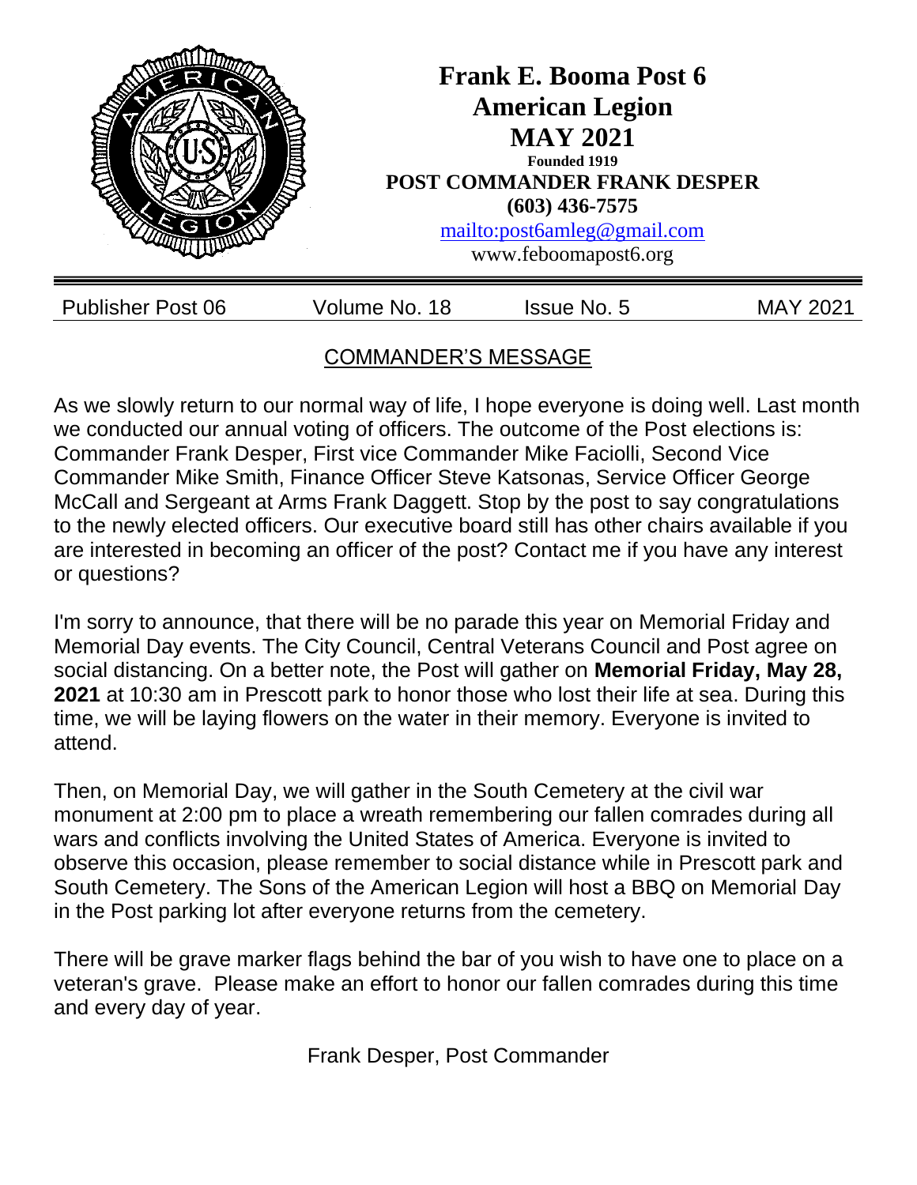# Frank E. Booma Post 6
# American Legion
# MAY 2021

**Founded 1919**

**POST COMMANDER FRANK DESPER**

**(603) 436-7575**

mailto:post6amleg@gmail.com

www.feboomapost6.org

| Publisher Post 06 | Volume No. 18 | Issue No. 5 | MAY 2021 |
|---|---|---|---|

## COMMANDER'S MESSAGE

As we slowly return to our normal way of life, I hope everyone is doing well. Last month we conducted our annual voting of officers. The outcome of the Post elections is: Commander Frank Desper, First vice Commander Mike Faciolli, Second Vice Commander Mike Smith, Finance Officer Steve Katsonas, Service Officer George McCall and Sergeant at Arms Frank Daggett. Stop by the post to say congratulations to the newly elected officers. Our executive board still has other chairs available if you are interested in becoming an officer of the post? Contact me if you have any interest or questions?

I'm sorry to announce, that there will be no parade this year on Memorial Friday and Memorial Day events. The City Council, Central Veterans Council and Post agree on social distancing. On a better note, the Post will gather on **Memorial Friday, May 28, 2021** at 10:30 am in Prescott park to honor those who lost their life at sea. During this time, we will be laying flowers on the water in their memory. Everyone is invited to attend.

Then, on Memorial Day, we will gather in the South Cemetery at the civil war monument at 2:00 pm to place a wreath remembering our fallen comrades during all wars and conflicts involving the United States of America. Everyone is invited to observe this occasion, please remember to social distance while in Prescott park and South Cemetery. The Sons of the American Legion will host a BBQ on Memorial Day in the Post parking lot after everyone returns from the cemetery.

There will be grave marker flags behind the bar of you wish to have one to place on a veteran's grave. Please make an effort to honor our fallen comrades during this time and every day of year.

Frank Desper, Post Commander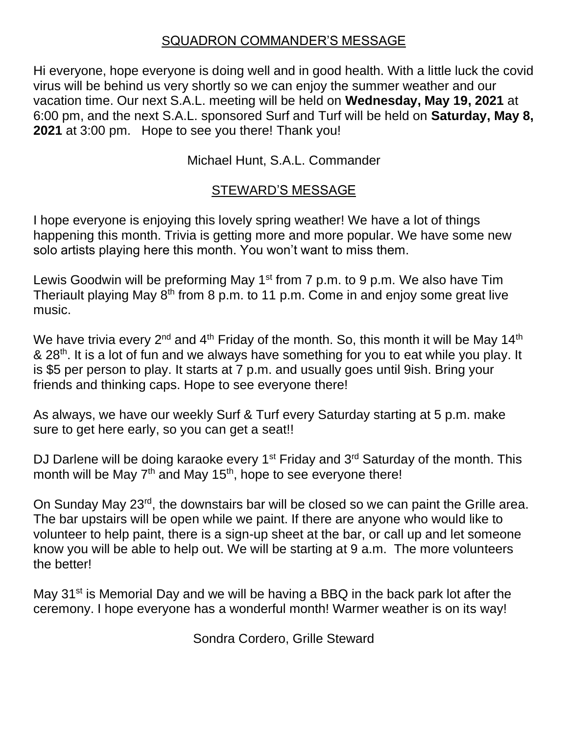## SQUADRON COMMANDER'S MESSAGE

Hi everyone, hope everyone is doing well and in good health. With a little luck the covid virus will be behind us very shortly so we can enjoy the summer weather and our vacation time. Our next S.A.L. meeting will be held on **Wednesday, May 19, 2021** at 6:00 pm, and the next S.A.L. sponsored Surf and Turf will be held on **Saturday, May 8, 2021** at 3:00 pm. Hope to see you there! Thank you!

Michael Hunt, S.A.L. Commander

## STEWARD'S MESSAGE

I hope everyone is enjoying this lovely spring weather! We have a lot of things happening this month. Trivia is getting more and more popular. We have some new solo artists playing here this month. You won't want to miss them.

Lewis Goodwin will be preforming May 1st from 7 p.m. to 9 p.m. We also have Tim Theriault playing May 8th from 8 p.m. to 11 p.m. Come in and enjoy some great live music.

We have trivia every 2nd and 4th Friday of the month. So, this month it will be May 14th & 28th. It is a lot of fun and we always have something for you to eat while you play. It is $5 per person to play. It starts at 7 p.m. and usually goes until 9ish. Bring your friends and thinking caps. Hope to see everyone there!

As always, we have our weekly Surf & Turf every Saturday starting at 5 p.m. make sure to get here early, so you can get a seat!!

DJ Darlene will be doing karaoke every 1st Friday and 3rd Saturday of the month. This month will be May 7th and May 15th, hope to see everyone there!

On Sunday May 23rd, the downstairs bar will be closed so we can paint the Grille area. The bar upstairs will be open while we paint. If there are anyone who would like to volunteer to help paint, there is a sign-up sheet at the bar, or call up and let someone know you will be able to help out. We will be starting at 9 a.m. The more volunteers the better!

May 31st is Memorial Day and we will be having a BBQ in the back park lot after the ceremony. I hope everyone has a wonderful month! Warmer weather is on its way!

Sondra Cordero, Grille Steward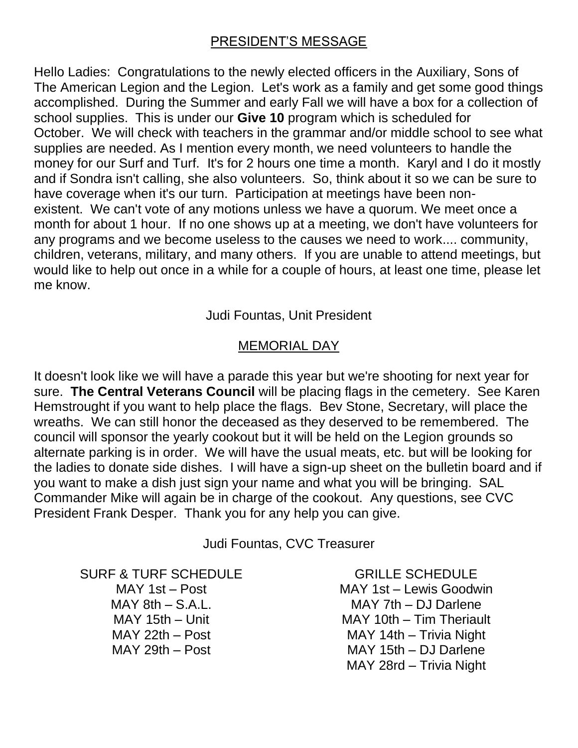## PRESIDENT'S MESSAGE

Hello Ladies: Congratulations to the newly elected officers in the Auxiliary, Sons of The American Legion and the Legion. Let's work as a family and get some good things accomplished. During the Summer and early Fall we will have a box for a collection of school supplies. This is under our **Give 10** program which is scheduled for October. We will check with teachers in the grammar and/or middle school to see what supplies are needed. As I mention every month, we need volunteers to handle the money for our Surf and Turf. It's for 2 hours one time a month. Karyl and I do it mostly and if Sondra isn't calling, she also volunteers. So, think about it so we can be sure to have coverage when it's our turn. Participation at meetings have been non-existent. We can't vote of any motions unless we have a quorum. We meet once a month for about 1 hour. If no one shows up at a meeting, we don't have volunteers for any programs and we become useless to the causes we need to work.... community, children, veterans, military, and many others. If you are unable to attend meetings, but would like to help out once in a while for a couple of hours, at least one time, please let me know.

Judi Fountas, Unit President

## MEMORIAL DAY

It doesn't look like we will have a parade this year but we're shooting for next year for sure. **The Central Veterans Council** will be placing flags in the cemetery. See Karen Hemstrought if you want to help place the flags. Bev Stone, Secretary, will place the wreaths. We can still honor the deceased as they deserved to be remembered. The council will sponsor the yearly cookout but it will be held on the Legion grounds so alternate parking is in order. We will have the usual meats, etc. but will be looking for the ladies to donate side dishes. I will have a sign-up sheet on the bulletin board and if you want to make a dish just sign your name and what you will be bringing. SAL Commander Mike will again be in charge of the cookout. Any questions, see CVC President Frank Desper. Thank you for any help you can give.

Judi Fountas, CVC Treasurer

SURF & TURF SCHEDULE

MAY 1st – Post
MAY 8th – S.A.L.
MAY 15th – Unit
MAY 22th – Post
MAY 29th – Post

GRILLE SCHEDULE

MAY 1st – Lewis Goodwin
MAY 7th – DJ Darlene
MAY 10th – Tim Theriault
MAY 14th – Trivia Night
MAY 15th – DJ Darlene
MAY 28rd – Trivia Night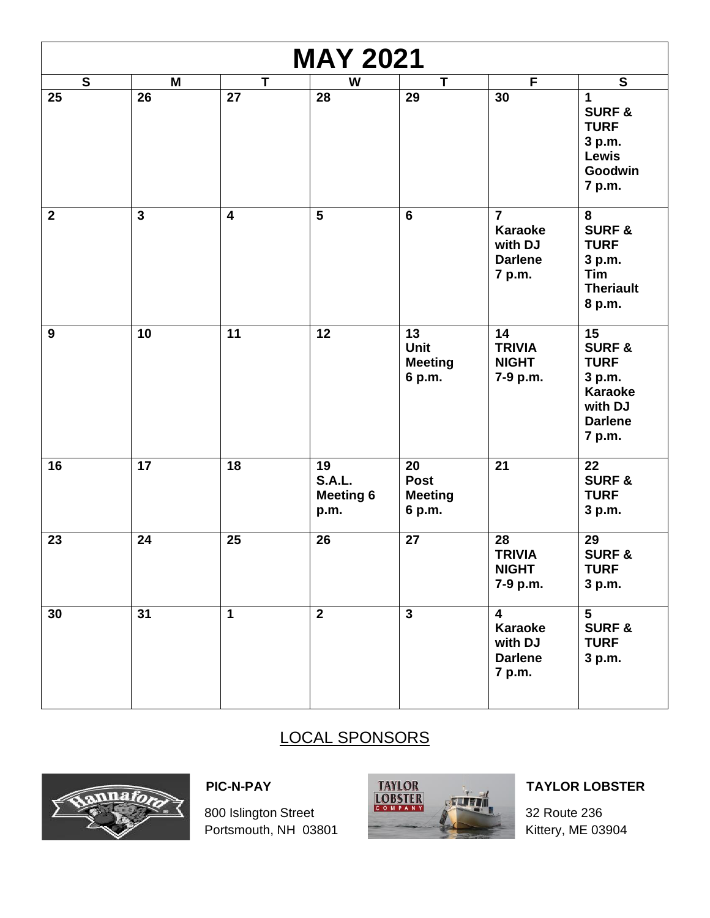# MAY 2021

| S | M | T | W | T | F | S |
|---|---|---|---|---|---|---|
| 25 | 26 | 27 | 28 | 29 | 30 | 1 **SURF & TURF 3 p.m. Lewis Goodwin 7 p.m.** |
| 2 | 3 | 4 | 5 | 6 | 7 **Karaoke with DJ Darlene 7 p.m.** | 8 **SURF & TURF 3 p.m. Tim Theriault 8 p.m.** |
| 9 | 10 | 11 | 12 | 13 **Unit Meeting 6 p.m.** | 14 **TRIVIA NIGHT 7-9 p.m.** | 15 **SURF & TURF 3 p.m. Karaoke with DJ Darlene 7 p.m.** |
| 16 | 17 | 18 | 19 **S.A.L. Meeting 6 p.m.** | 20 **Post Meeting 6 p.m.** | 21 | 22 **SURF & TURF 3 p.m.** |
| 23 | 24 | 25 | 26 | 27 | 28 **TRIVIA NIGHT 7-9 p.m.** | 29 **SURF & TURF 3 p.m.** |
| 30 | 31 | 1 | 2 | 3 | 4 **Karaoke with DJ Darlene 7 p.m.** | 5 **SURF & TURF 3 p.m.** |

## LOCAL SPONSORS

**PIC-N-PAY**
800 Islington Street
Portsmouth, NH 03801

**TAYLOR LOBSTER**
32 Route 236
Kittery, ME 03904